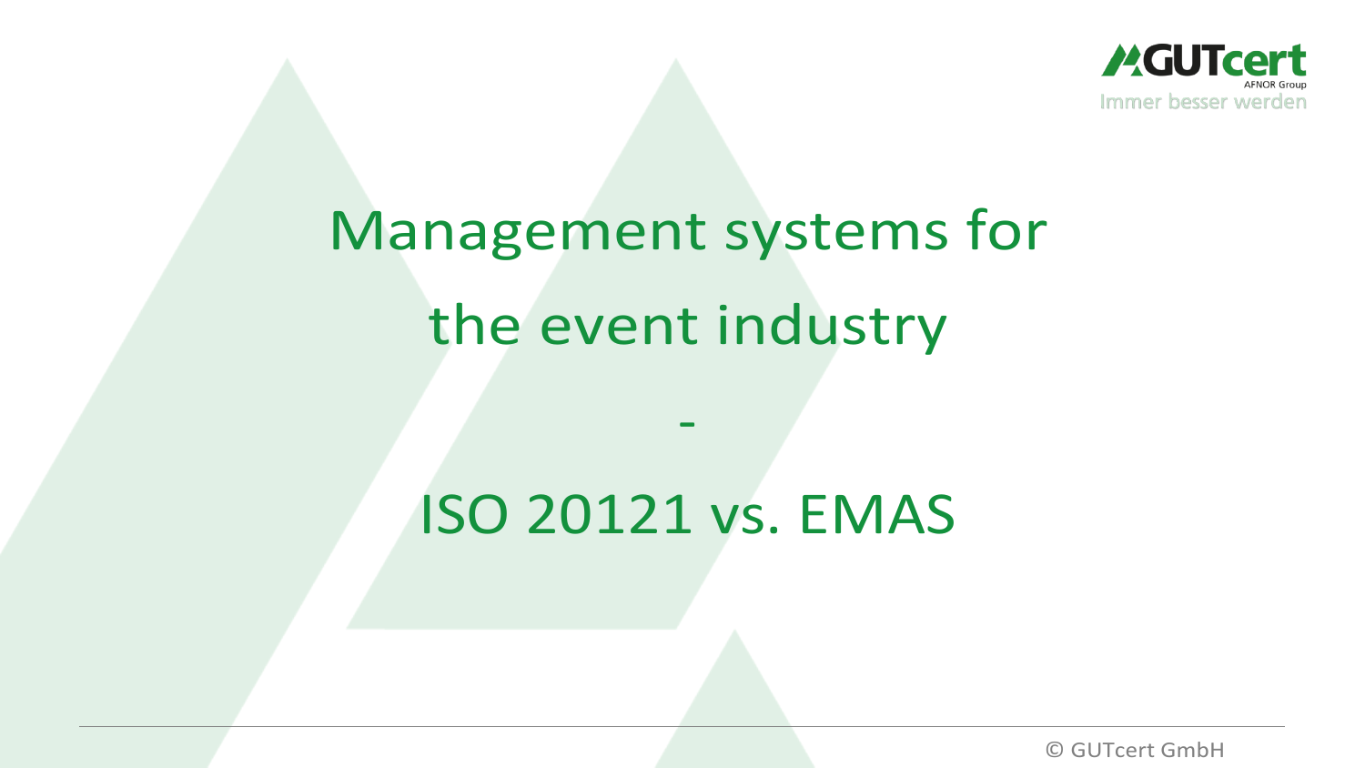# Management systems for the event industry

# -

# ISO 20121 vs. EMAS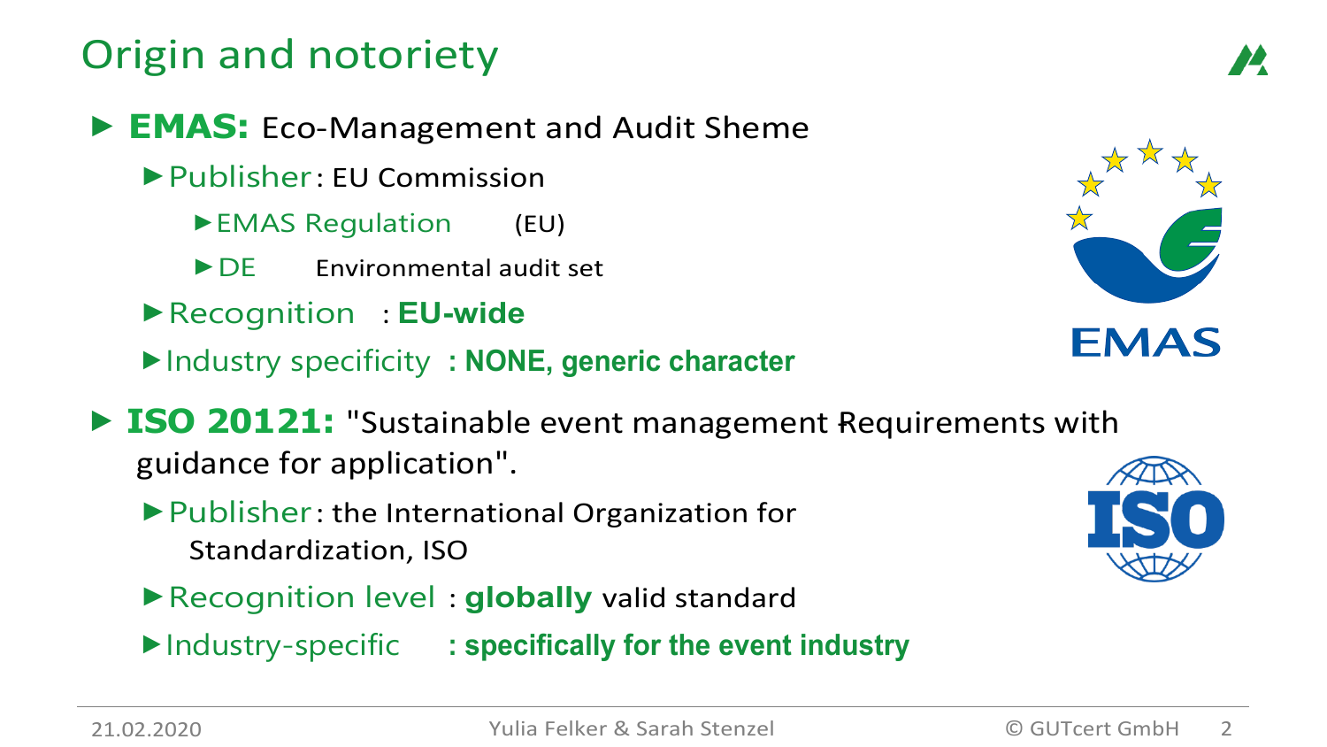# Origin and notoriety

- **EMAS:** Eco-Management and Audit Sheme
  - Publisher: EU Commission
    - EMAS Regulation (EU)
    - DE Environmental audit set
  - Recognition : **EU-wide**
  - Industry specificity **: NONE, generic character**
- **ISO 20121:** "Sustainable event management Requirements with guidance for application".
  - Publisher: the International Organization for Standardization, ISO
  - Recognition level : **globally** valid standard
  - Industry-specific **: specifically for the event industry**

21.02.2020 Yulia Felker & Sarah Stenzel © GUTcert GmbH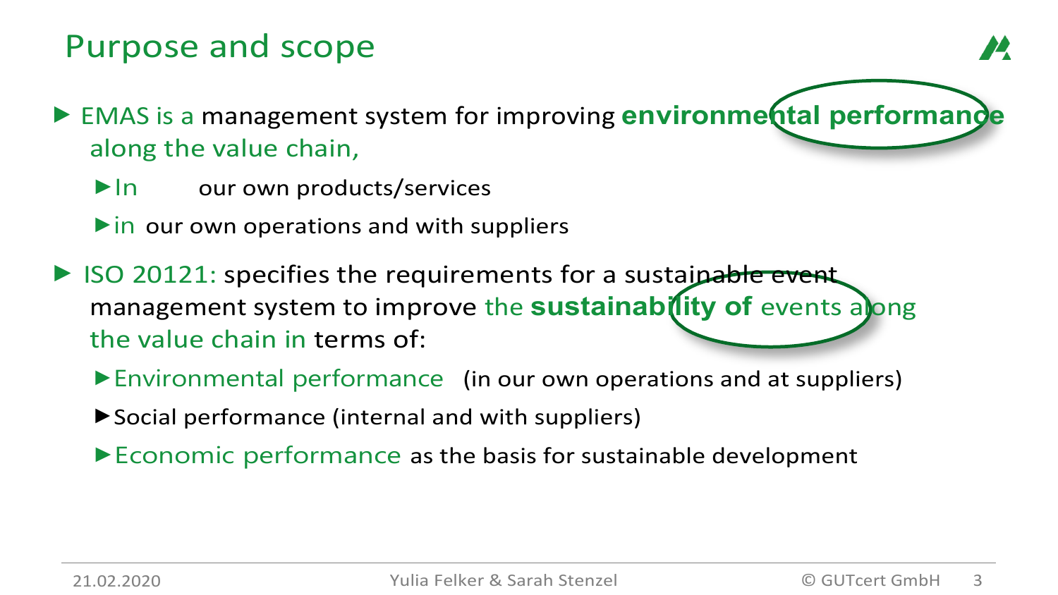# Purpose and scope

- EMAS is a management system for improving **environmental performance** along the value chain,
  - In our own products/services
  - in our own operations and with suppliers
- ISO 20121: specifies the requirements for a sustainable event management system to improve the **sustainability of** events along the value chain in terms of:
  - Environmental performance (in our own operations and at suppliers)
  - Social performance (internal and with suppliers)
  - Economic performance as the basis for sustainable development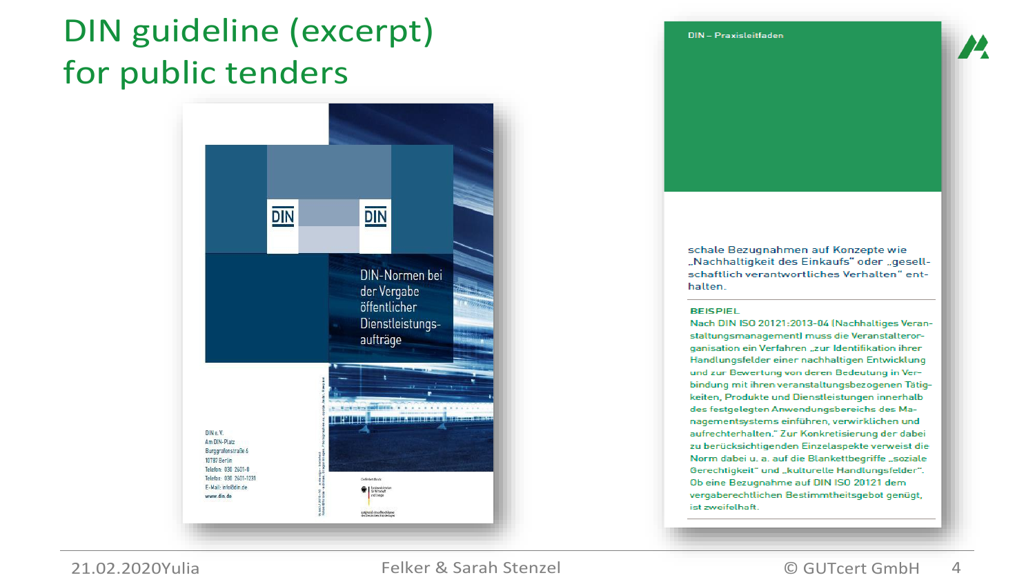# DIN guideline (excerpt) for public tenders

DIN-Normen bei der Vergabe öffentlicher Dienstleistungsaufträge

DIN e. V.
Am DIN-Platz
Burggrafenstraße 6
10787 Berlin
Telefon: 030 2601-0
Telefax: 030 2601-1231
E-Mail: info@din.de
www.din.de

DIN – Praxisleitfaden

schale Bezugnahmen auf Konzepte wie „Nachhaltigkeit des Einkaufs" oder „gesellschaftlich verantwortliches Verhalten" enthalten.

**BEISPIEL**
Nach DIN ISO 20121:2013-04 (Nachhaltiges Veranstaltungsmanagement) muss die Veranstalterorganisation ein Verfahren „zur Identifikation ihrer Handlungsfelder einer nachhaltigen Entwicklung und zur Bewertung von deren Bedeutung in Verbindung mit ihren veranstaltungsbezogenen Tätigkeiten, Produkte und Dienstleistungen innerhalb des festgelegten Anwendungsbereichs des Managementsystems einführen, verwirklichen und aufrechterhalten." Zur Konkretisierung der dabei zu berücksichtigenden Einzelaspekte verweist die Norm dabei u. a. auf die Blankettbegriffe „soziale Gerechtigkeit" und „kulturelle Handlungsfelder". Ob eine Bezugnahme auf DIN ISO 20121 dem vergaberechtlichen Bestimmtheitsgebot genügt, ist zweifelhaft.

21.02.2020 Yulia Felker & Sarah Stenzel © GUTcert GmbH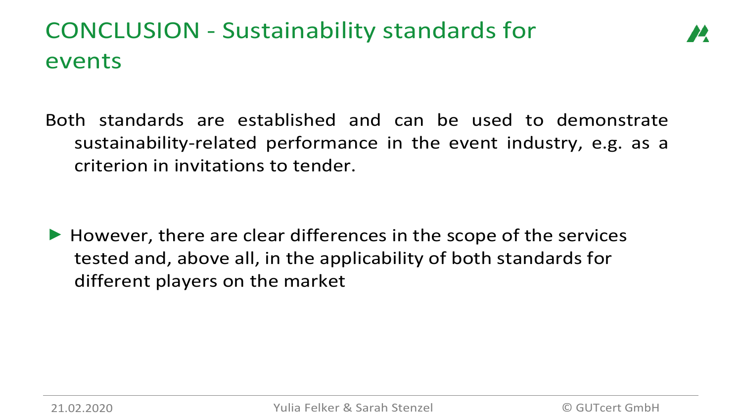# CONCLUSION - Sustainability standards for events

Both standards are established and can be used to demonstrate sustainability-related performance in the event industry, e.g. as a criterion in invitations to tender.

- However, there are clear differences in the scope of the services tested and, above all, in the applicability of both standards for different players on the market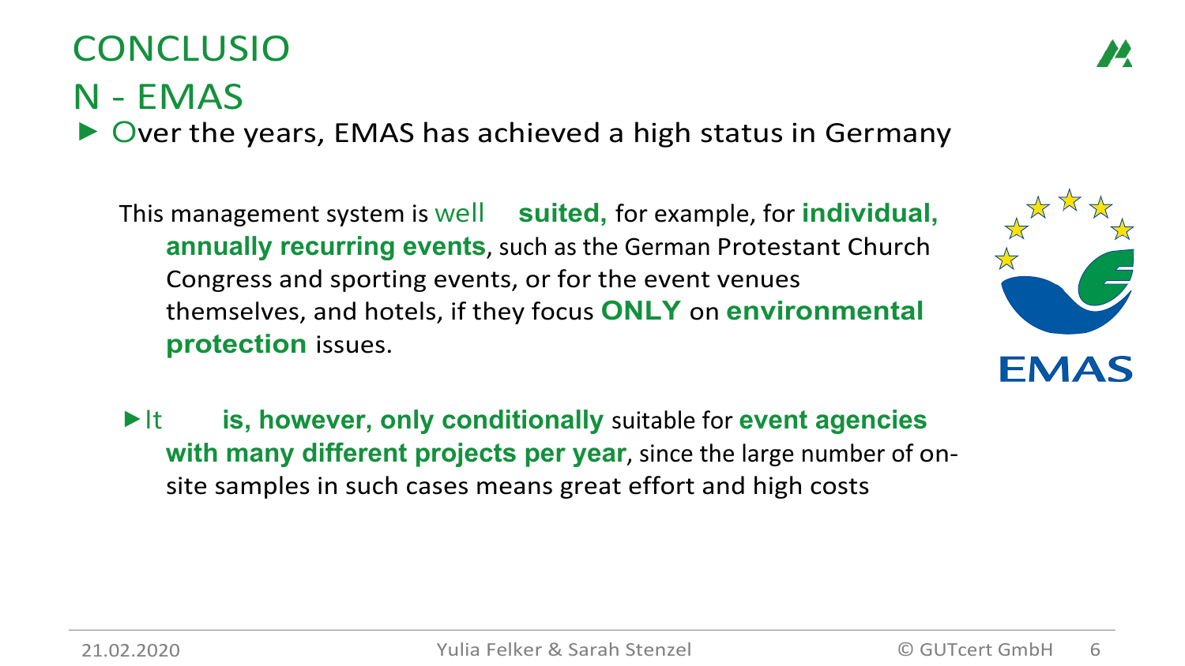# CONCLUSION - EMAS

- Over the years, EMAS has achieved a high status in Germany

  This management system is well **suited,** for example, for **individual, annually recurring events**, such as the German Protestant Church Congress and sporting events, or for the event venues themselves, and hotels, if they focus **ONLY** on **environmental protection** issues.

- It **is, however, only conditionally** suitable for **event agencies with many different projects per year**, since the large number of on-site samples in such cases means great effort and high costs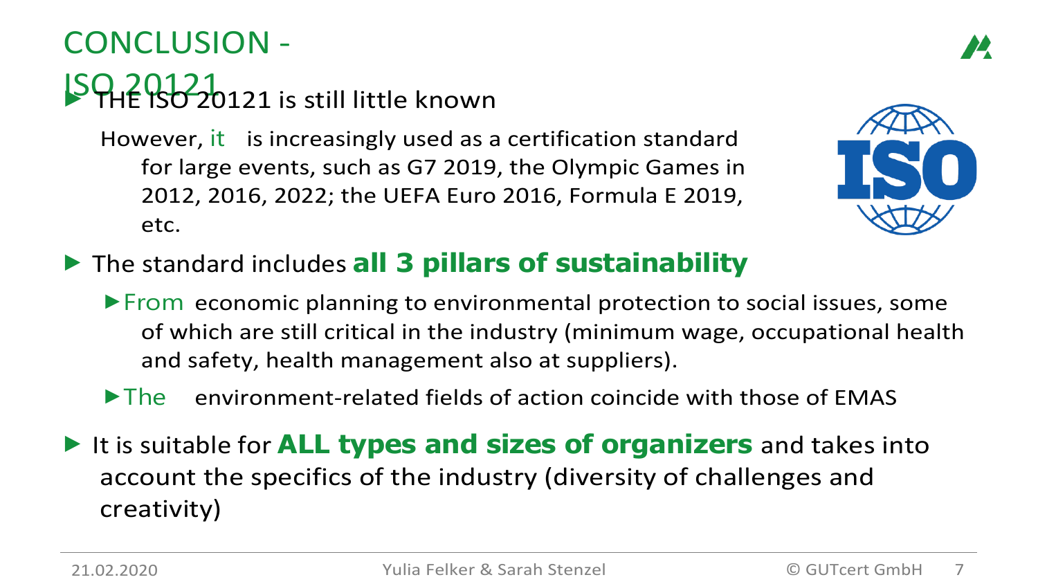# CONCLUSION - ISO 20121

- THE ISO 20121 is still little known

  However, it is increasingly used as a certification standard for large events, such as G7 2019, the Olympic Games in 2012, 2016, 2022; the UEFA Euro 2016, Formula E 2019, etc.

- The standard includes **all 3 pillars of sustainability**
  - From economic planning to environmental protection to social issues, some of which are still critical in the industry (minimum wage, occupational health and safety, health management also at suppliers).
  - The environment-related fields of action coincide with those of EMAS
- It is suitable for **ALL types and sizes of organizers** and takes into account the specifics of the industry (diversity of challenges and creativity)

21.02.2020 Yulia Felker & Sarah Stenzel © GUTcert GmbH